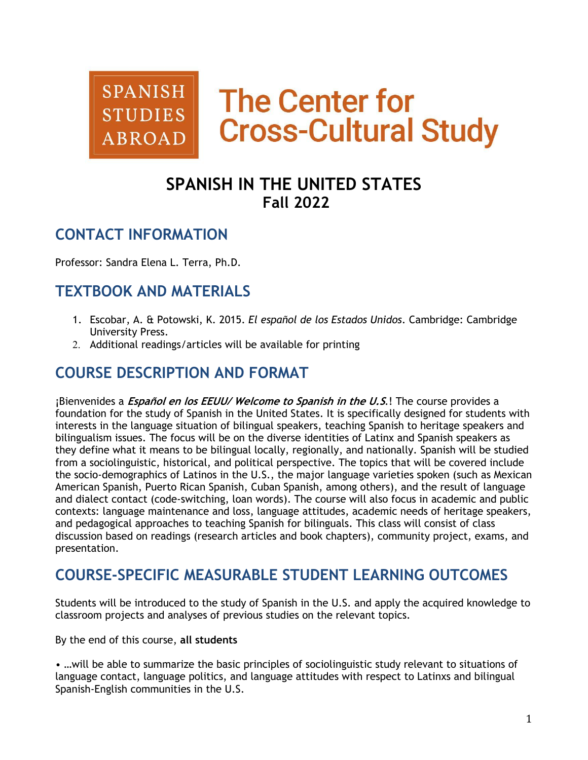SPANISH STUDIES ABROAD

The Center for Cross-Cultural Study

# SPANISH IN THE UNITED STATES
## Fall 2022

## CONTACT INFORMATION

Professor: Sandra Elena L. Terra, Ph.D.

## TEXTBOOK AND MATERIALS

1. Escobar, A. & Potowski, K. 2015. *El español de los Estados Unidos*. Cambridge: Cambridge University Press.
2. Additional readings/articles will be available for printing

## COURSE DESCRIPTION AND FORMAT

¡Bienvenides a ***Español en los EEUU/ Welcome to Spanish in the U.S.***! The course provides a foundation for the study of Spanish in the United States. It is specifically designed for students with interests in the language situation of bilingual speakers, teaching Spanish to heritage speakers and bilingualism issues. The focus will be on the diverse identities of Latinx and Spanish speakers as they define what it means to be bilingual locally, regionally, and nationally. Spanish will be studied from a sociolinguistic, historical, and political perspective. The topics that will be covered include the socio-demographics of Latinos in the U.S., the major language varieties spoken (such as Mexican American Spanish, Puerto Rican Spanish, Cuban Spanish, among others), and the result of language and dialect contact (code-switching, loan words). The course will also focus in academic and public contexts: language maintenance and loss, language attitudes, academic needs of heritage speakers, and pedagogical approaches to teaching Spanish for bilinguals. This class will consist of class discussion based on readings (research articles and book chapters), community project, exams, and presentation.

## COURSE-SPECIFIC MEASURABLE STUDENT LEARNING OUTCOMES

Students will be introduced to the study of Spanish in the U.S. and apply the acquired knowledge to classroom projects and analyses of previous studies on the relevant topics.

By the end of this course, **all students**

- …will be able to summarize the basic principles of sociolinguistic study relevant to situations of language contact, language politics, and language attitudes with respect to Latinxs and bilingual Spanish-English communities in the U.S.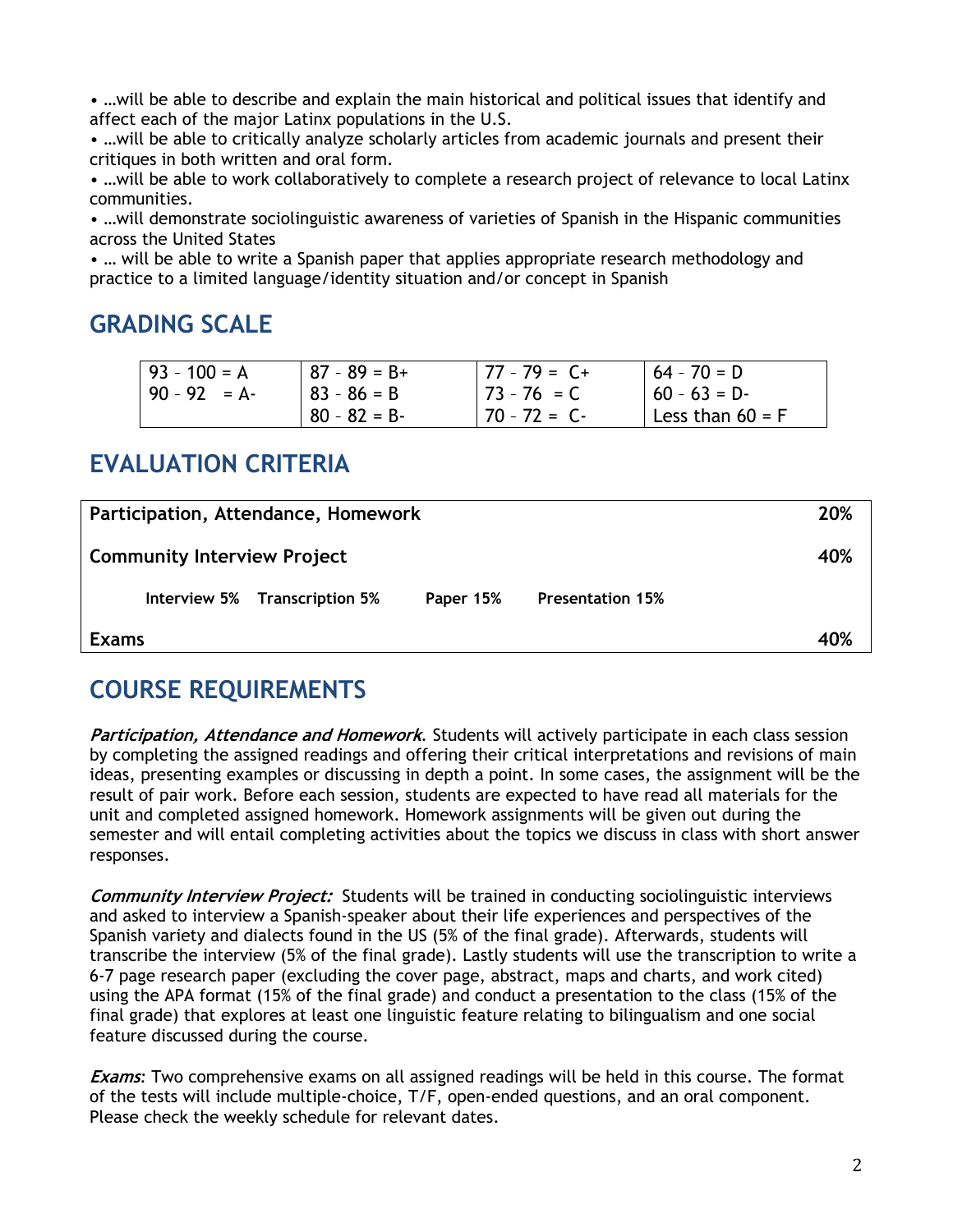- …will be able to describe and explain the main historical and political issues that identify and affect each of the major Latinx populations in the U.S.
- …will be able to critically analyze scholarly articles from academic journals and present their critiques in both written and oral form.
- …will be able to work collaboratively to complete a research project of relevance to local Latinx communities.
- …will demonstrate sociolinguistic awareness of varieties of Spanish in the Hispanic communities across the United States
- … will be able to write a Spanish paper that applies appropriate research methodology and practice to a limited language/identity situation and/or concept in Spanish

## GRADING SCALE

| | | | |
|---|---|---|---|
| 93 – 100 = A | 87 – 89 = B+ | 77 – 79 = C+ | 64 – 70 = D |
| 90 – 92 = A- | 83 – 86 = B | 73 – 76 = C | 60 – 63 = D- |
| | 80 – 82 = B- | 70 – 72 = C- | Less than 60 = F |

## EVALUATION CRITERIA

| | |
|---|---|
| **Participation, Attendance, Homework** | **20%** |
| **Community Interview Project** | **40%** |
| **Interview 5%** **Transcription 5%** **Paper 15%** **Presentation 15%** | |
| **Exams** | **40%** |

## COURSE REQUIREMENTS

***Participation, Attendance and Homework***. Students will actively participate in each class session by completing the assigned readings and offering their critical interpretations and revisions of main ideas, presenting examples or discussing in depth a point. In some cases, the assignment will be the result of pair work. Before each session, students are expected to have read all materials for the unit and completed assigned homework. Homework assignments will be given out during the semester and will entail completing activities about the topics we discuss in class with short answer responses.

***Community Interview Project:*** Students will be trained in conducting sociolinguistic interviews and asked to interview a Spanish-speaker about their life experiences and perspectives of the Spanish variety and dialects found in the US (5% of the final grade). Afterwards, students will transcribe the interview (5% of the final grade). Lastly students will use the transcription to write a 6-7 page research paper (excluding the cover page, abstract, maps and charts, and work cited) using the APA format (15% of the final grade) and conduct a presentation to the class (15% of the final grade) that explores at least one linguistic feature relating to bilingualism and one social feature discussed during the course.

***Exams***: Two comprehensive exams on all assigned readings will be held in this course. The format of the tests will include multiple-choice, T/F, open-ended questions, and an oral component. Please check the weekly schedule for relevant dates.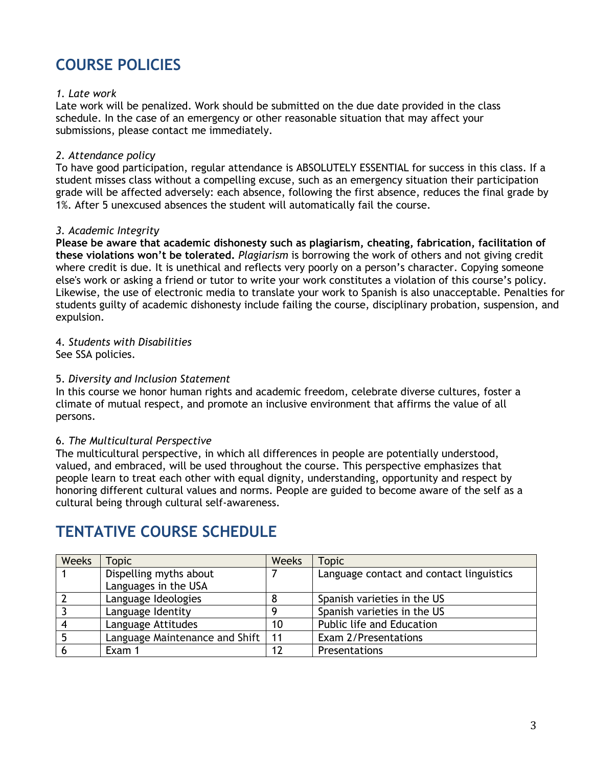# COURSE POLICIES

*1. Late work*
Late work will be penalized. Work should be submitted on the due date provided in the class schedule. In the case of an emergency or other reasonable situation that may affect your submissions, please contact me immediately.

*2. Attendance policy*
To have good participation, regular attendance is ABSOLUTELY ESSENTIAL for success in this class. If a student misses class without a compelling excuse, such as an emergency situation their participation grade will be affected adversely: each absence, following the first absence, reduces the final grade by 1%. After 5 unexcused absences the student will automatically fail the course.

*3. Academic Integrity*
**Please be aware that academic dishonesty such as plagiarism, cheating, fabrication, facilitation of these violations won't be tolerated.** *Plagiarism* is borrowing the work of others and not giving credit where credit is due. It is unethical and reflects very poorly on a person's character. Copying someone else's work or asking a friend or tutor to write your work constitutes a violation of this course's policy. Likewise, the use of electronic media to translate your work to Spanish is also unacceptable. Penalties for students guilty of academic dishonesty include failing the course, disciplinary probation, suspension, and expulsion.

4. *Students with Disabilities*
See SSA policies.

5. *Diversity and Inclusion Statement*
In this course we honor human rights and academic freedom, celebrate diverse cultures, foster a climate of mutual respect, and promote an inclusive environment that affirms the value of all persons.

6. *The Multicultural Perspective*
The multicultural perspective, in which all differences in people are potentially understood, valued, and embraced, will be used throughout the course. This perspective emphasizes that people learn to treat each other with equal dignity, understanding, opportunity and respect by honoring different cultural values and norms. People are guided to become aware of the self as a cultural being through cultural self-awareness.

# TENTATIVE COURSE SCHEDULE

| Weeks | Topic | Weeks | Topic |
|---|---|---|---|
| 1 | Dispelling myths about Languages in the USA | 7 | Language contact and contact linguistics |
| 2 | Language Ideologies | 8 | Spanish varieties in the US |
| 3 | Language Identity | 9 | Spanish varieties in the US |
| 4 | Language Attitudes | 10 | Public life and Education |
| 5 | Language Maintenance and Shift | 11 | Exam 2/Presentations |
| 6 | Exam 1 | 12 | Presentations |